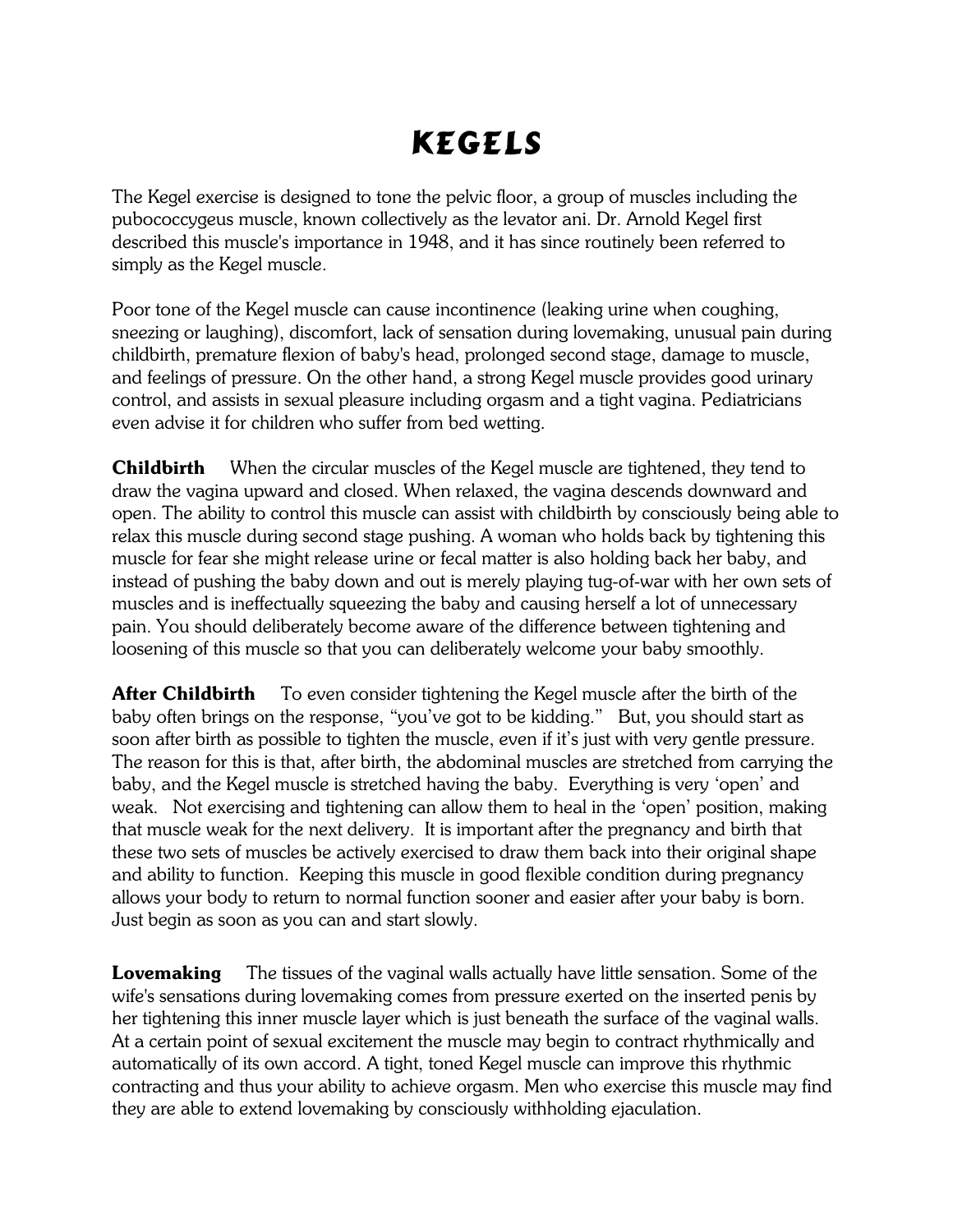# KEGELS

The Kegel exercise is designed to tone the pelvic floor, a group of muscles including the pubococcygeus muscle, known collectively as the levator ani. Dr. Arnold Kegel first described this muscle's importance in 1948, and it has since routinely been referred to simply as the Kegel muscle.

Poor tone of the Kegel muscle can cause incontinence (leaking urine when coughing, sneezing or laughing), discomfort, lack of sensation during lovemaking, unusual pain during childbirth, premature flexion of baby's head, prolonged second stage, damage to muscle, and feelings of pressure. On the other hand, a strong Kegel muscle provides good urinary control, and assists in sexual pleasure including orgasm and a tight vagina. Pediatricians even advise it for children who suffer from bed wetting.

**Childbirth** When the circular muscles of the Kegel muscle are tightened, they tend to draw the vagina upward and closed. When relaxed, the vagina descends downward and open. The ability to control this muscle can assist with childbirth by consciously being able to relax this muscle during second stage pushing. A woman who holds back by tightening this muscle for fear she might release urine or fecal matter is also holding back her baby, and instead of pushing the baby down and out is merely playing tug-of-war with her own sets of muscles and is ineffectually squeezing the baby and causing herself a lot of unnecessary pain. You should deliberately become aware of the difference between tightening and loosening of this muscle so that you can deliberately welcome your baby smoothly.

**After Childbirth** To even consider tightening the Kegel muscle after the birth of the baby often brings on the response, "you've got to be kidding." But, you should start as soon after birth as possible to tighten the muscle, even if it's just with very gentle pressure. The reason for this is that, after birth, the abdominal muscles are stretched from carrying the baby, and the Kegel muscle is stretched having the baby. Everything is very 'open' and weak. Not exercising and tightening can allow them to heal in the 'open' position, making that muscle weak for the next delivery. It is important after the pregnancy and birth that these two sets of muscles be actively exercised to draw them back into their original shape and ability to function. Keeping this muscle in good flexible condition during pregnancy allows your body to return to normal function sooner and easier after your baby is born. Just begin as soon as you can and start slowly.

**Lovemaking** The tissues of the vaginal walls actually have little sensation. Some of the wife's sensations during lovemaking comes from pressure exerted on the inserted penis by her tightening this inner muscle layer which is just beneath the surface of the vaginal walls. At a certain point of sexual excitement the muscle may begin to contract rhythmically and automatically of its own accord. A tight, toned Kegel muscle can improve this rhythmic contracting and thus your ability to achieve orgasm. Men who exercise this muscle may find they are able to extend lovemaking by consciously withholding ejaculation.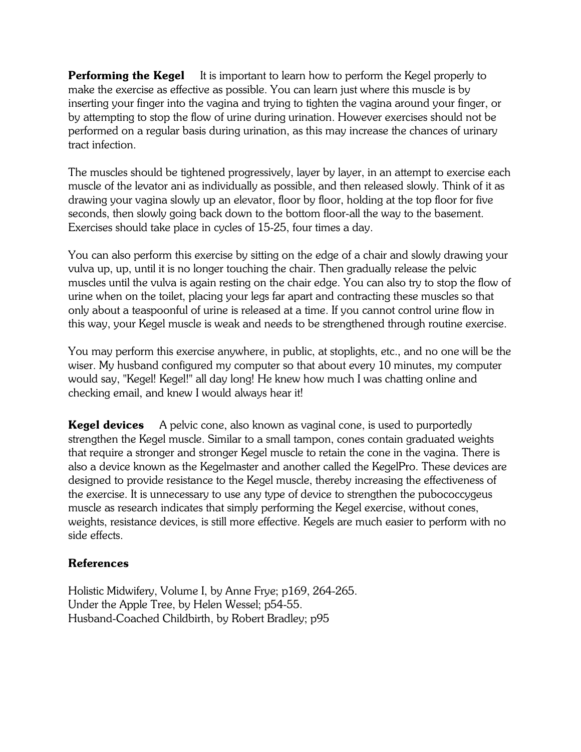**Performing the Kegel** It is important to learn how to perform the Kegel properly to make the exercise as effective as possible. You can learn just where this muscle is by inserting your finger into the vagina and trying to tighten the vagina around your finger, or by attempting to stop the flow of urine during urination. However exercises should not be performed on a regular basis during urination, as this may increase the chances of urinary tract infection.

The muscles should be tightened progressively, layer by layer, in an attempt to exercise each muscle of the levator ani as individually as possible, and then released slowly. Think of it as drawing your vagina slowly up an elevator, floor by floor, holding at the top floor for five seconds, then slowly going back down to the bottom floor-all the way to the basement. Exercises should take place in cycles of 15-25, four times a day.

You can also perform this exercise by sitting on the edge of a chair and slowly drawing your vulva up, up, until it is no longer touching the chair. Then gradually release the pelvic muscles until the vulva is again resting on the chair edge. You can also try to stop the flow of urine when on the toilet, placing your legs far apart and contracting these muscles so that only about a teaspoonful of urine is released at a time. If you cannot control urine flow in this way, your Kegel muscle is weak and needs to be strengthened through routine exercise.

You may perform this exercise anywhere, in public, at stoplights, etc., and no one will be the wiser. My husband configured my computer so that about every 10 minutes, my computer would say, "Kegel! Kegel!" all day long! He knew how much I was chatting online and checking email, and knew I would always hear it!

**Kegel devices** A pelvic cone, also known as vaginal cone, is used to purportedly strengthen the Kegel muscle. Similar to a small tampon, cones contain graduated weights that require a stronger and stronger Kegel muscle to retain the cone in the vagina. There is also a device known as the Kegelmaster and another called the KegelPro. These devices are designed to provide resistance to the Kegel muscle, thereby increasing the effectiveness of the exercise. It is unnecessary to use any type of device to strengthen the pubococcygeus muscle as research indicates that simply performing the Kegel exercise, without cones, weights, resistance devices, is still more effective. Kegels are much easier to perform with no side effects.

### References

Holistic Midwifery, Volume I, by Anne Frye; p169, 264-265.
Under the Apple Tree, by Helen Wessel; p54-55.
Husband-Coached Childbirth, by Robert Bradley; p95